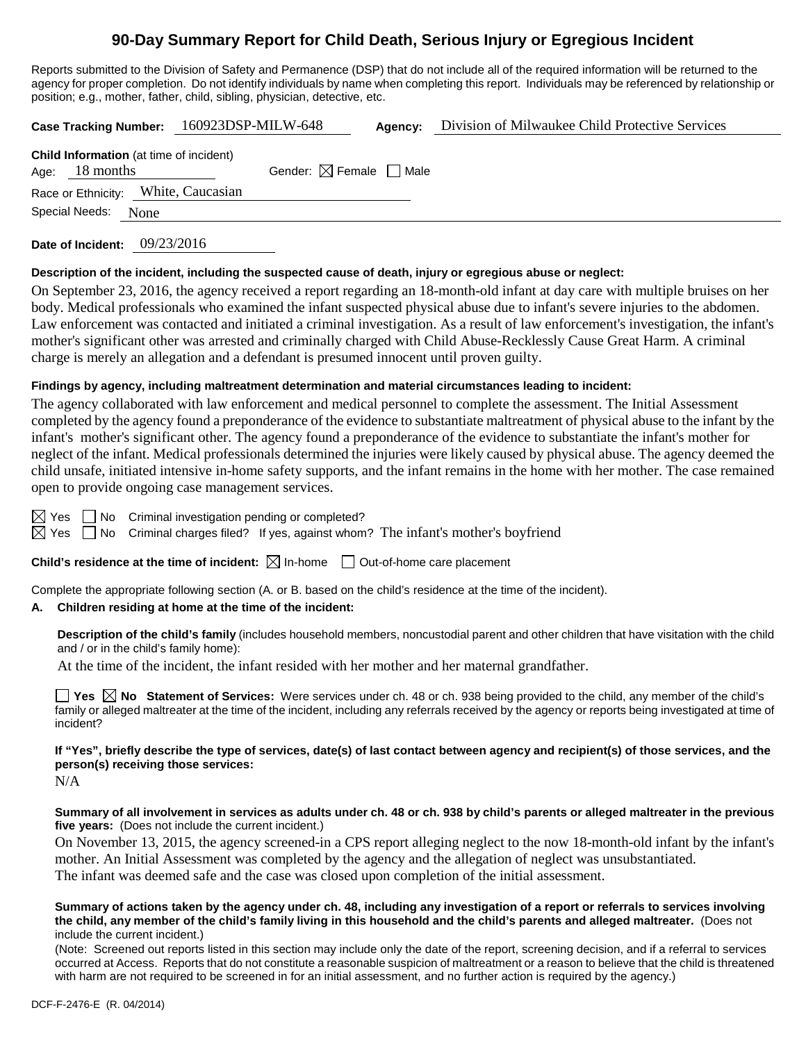# 90-Day Summary Report for Child Death, Serious Injury or Egregious Incident

Reports submitted to the Division of Safety and Permanence (DSP) that do not include all of the required information will be returned to the agency for proper completion. Do not identify individuals by name when completing this report. Individuals may be referenced by relationship or position; e.g., mother, father, child, sibling, physician, detective, etc.

**Case Tracking Number:** 160923DSP-MILW-648 **Agency:** Division of Milwaukee Child Protective Services

**Child Information** (at time of incident)
Age: 18 months Gender: ☒ Female ☐ Male
Race or Ethnicity: White, Caucasian
Special Needs: None

**Date of Incident:** 09/23/2016

**Description of the incident, including the suspected cause of death, injury or egregious abuse or neglect:**

On September 23, 2016, the agency received a report regarding an 18-month-old infant at day care with multiple bruises on her body. Medical professionals who examined the infant suspected physical abuse due to infant's severe injuries to the abdomen. Law enforcement was contacted and initiated a criminal investigation. As a result of law enforcement's investigation, the infant's mother's significant other was arrested and criminally charged with Child Abuse-Recklessly Cause Great Harm. A criminal charge is merely an allegation and a defendant is presumed innocent until proven guilty.

**Findings by agency, including maltreatment determination and material circumstances leading to incident:**

The agency collaborated with law enforcement and medical personnel to complete the assessment. The Initial Assessment completed by the agency found a preponderance of the evidence to substantiate maltreatment of physical abuse to the infant by the infant's mother's significant other. The agency found a preponderance of the evidence to substantiate the infant's mother for neglect of the infant. Medical professionals determined the injuries were likely caused by physical abuse. The agency deemed the child unsafe, initiated intensive in-home safety supports, and the infant remains in the home with her mother. The case remained open to provide ongoing case management services.

☒ Yes ☐ No Criminal investigation pending or completed?
☒ Yes ☐ No Criminal charges filed? If yes, against whom? The infant's mother's boyfriend

**Child's residence at the time of incident:** ☒ In-home ☐ Out-of-home care placement

Complete the appropriate following section (A. or B. based on the child's residence at the time of the incident).

**A. Children residing at home at the time of the incident:**

**Description of the child's family** (includes household members, noncustodial parent and other children that have visitation with the child and / or in the child's family home):

At the time of the incident, the infant resided with her mother and her maternal grandfather.

☐ **Yes** ☒ **No Statement of Services:** Were services under ch. 48 or ch. 938 being provided to the child, any member of the child's family or alleged maltreater at the time of the incident, including any referrals received by the agency or reports being investigated at time of incident?

**If "Yes", briefly describe the type of services, date(s) of last contact between agency and recipient(s) of those services, and the person(s) receiving those services:**

N/A

**Summary of all involvement in services as adults under ch. 48 or ch. 938 by child's parents or alleged maltreater in the previous five years:** (Does not include the current incident.)

On November 13, 2015, the agency screened-in a CPS report alleging neglect to the now 18-month-old infant by the infant's mother. An Initial Assessment was completed by the agency and the allegation of neglect was unsubstantiated. The infant was deemed safe and the case was closed upon completion of the initial assessment.

**Summary of actions taken by the agency under ch. 48, including any investigation of a report or referrals to services involving the child, any member of the child's family living in this household and the child's parents and alleged maltreater.** (Does not include the current incident.)

(Note: Screened out reports listed in this section may include only the date of the report, screening decision, and if a referral to services occurred at Access. Reports that do not constitute a reasonable suspicion of maltreatment or a reason to believe that the child is threatened with harm are not required to be screened in for an initial assessment, and no further action is required by the agency.)

DCF-F-2476-E (R. 04/2014)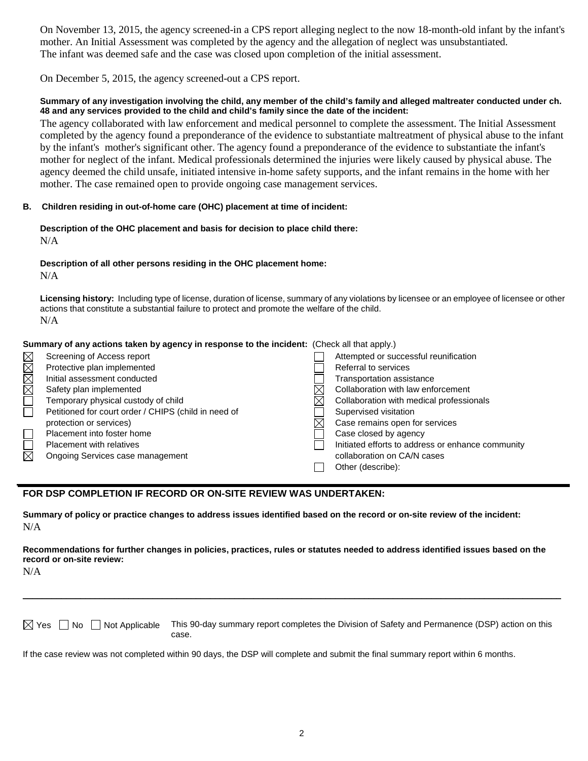On November 13, 2015, the agency screened-in a CPS report alleging neglect to the now 18-month-old infant by the infant's mother. An Initial Assessment was completed by the agency and the allegation of neglect was unsubstantiated. The infant was deemed safe and the case was closed upon completion of the initial assessment.

On December 5, 2015, the agency screened-out a CPS report.

**Summary of any investigation involving the child, any member of the child's family and alleged maltreater conducted under ch. 48 and any services provided to the child and child's family since the date of the incident:**

The agency collaborated with law enforcement and medical personnel to complete the assessment. The Initial Assessment completed by the agency found a preponderance of the evidence to substantiate maltreatment of physical abuse to the infant by the infant's mother's significant other. The agency found a preponderance of the evidence to substantiate the infant's mother for neglect of the infant. Medical professionals determined the injuries were likely caused by physical abuse. The agency deemed the child unsafe, initiated intensive in-home safety supports, and the infant remains in the home with her mother. The case remained open to provide ongoing case management services.

**B. Children residing in out-of-home care (OHC) placement at time of incident:**

**Description of the OHC placement and basis for decision to place child there:**
N/A

**Description of all other persons residing in the OHC placement home:**
N/A

**Licensing history:** Including type of license, duration of license, summary of any violations by licensee or an employee of licensee or other actions that constitute a substantial failure to protect and promote the welfare of the child.
N/A

**Summary of any actions taken by agency in response to the incident:** (Check all that apply.)

- [x] Screening of Access report
- [x] Protective plan implemented
- [x] Initial assessment conducted
- [x] Safety plan implemented
- [ ] Temporary physical custody of child
- [ ] Petitioned for court order / CHIPS (child in need of protection or services)
- [ ] Placement into foster home
- [ ] Placement with relatives
- [x] Ongoing Services case management
- [ ] Attempted or successful reunification
- [ ] Referral to services
- [ ] Transportation assistance
- [x] Collaboration with law enforcement
- [x] Collaboration with medical professionals
- [ ] Supervised visitation
- [x] Case remains open for services
- [ ] Case closed by agency
- [ ] Initiated efforts to address or enhance community collaboration on CA/N cases
- [ ] Other (describe):

## FOR DSP COMPLETION IF RECORD OR ON-SITE REVIEW WAS UNDERTAKEN:

**Summary of policy or practice changes to address issues identified based on the record or on-site review of the incident:**
N/A

**Recommendations for further changes in policies, practices, rules or statutes needed to address identified issues based on the record or on-site review:**
N/A

---

[x] Yes [ ] No [ ] Not Applicable This 90-day summary report completes the Division of Safety and Permanence (DSP) action on this case.

If the case review was not completed within 90 days, the DSP will complete and submit the final summary report within 6 months.